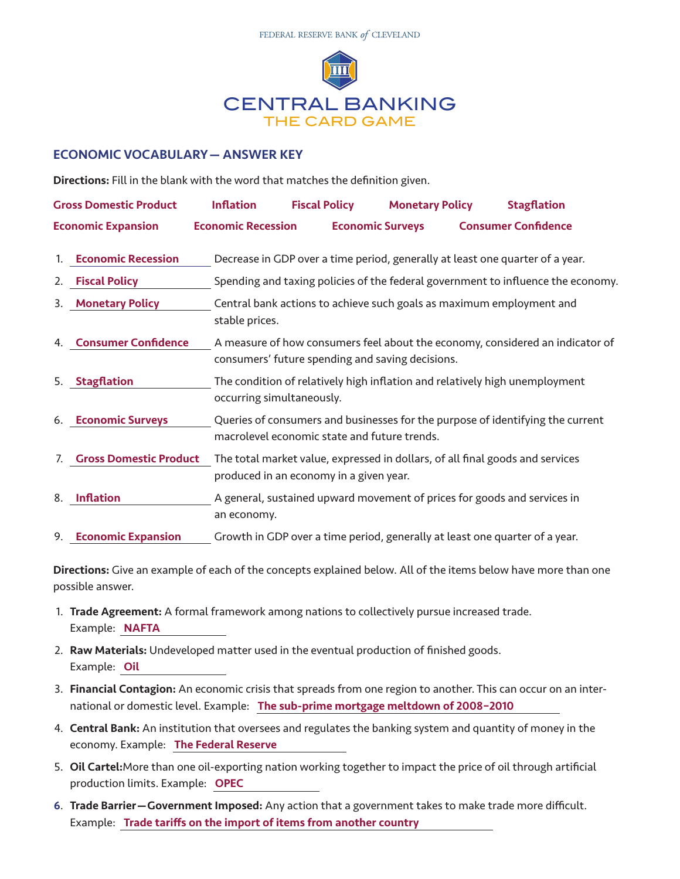FEDERAL RESERVE BANK *of* CLEVELAND

# CENTRAL BANKING
## THE CARD GAME

### ECONOMIC VOCABULARY — ANSWER KEY

**Directions:** Fill in the blank with the word that matches the definition given.

**Gross Domestic Product** **Inflation** **Fiscal Policy** **Monetary Policy** **Stagflation**
**Economic Expansion** **Economic Recession** **Economic Surveys** **Consumer Confidence**

1. **Economic Recession** Decrease in GDP over a time period, generally at least one quarter of a year.
2. **Fiscal Policy** Spending and taxing policies of the federal government to influence the economy.
3. **Monetary Policy** Central bank actions to achieve such goals as maximum employment and stable prices.
4. **Consumer Confidence** A measure of how consumers feel about the economy, considered an indicator of consumers' future spending and saving decisions.
5. **Stagflation** The condition of relatively high inflation and relatively high unemployment occurring simultaneously.
6. **Economic Surveys** Queries of consumers and businesses for the purpose of identifying the current macrolevel economic state and future trends.
7. **Gross Domestic Product** The total market value, expressed in dollars, of all final goods and services produced in an economy in a given year.
8. **Inflation** A general, sustained upward movement of prices for goods and services in an economy.
9. **Economic Expansion** Growth in GDP over a time period, generally at least one quarter of a year.

**Directions:** Give an example of each of the concepts explained below. All of the items below have more than one possible answer.

1. **Trade Agreement:** A formal framework among nations to collectively pursue increased trade.
   Example: **NAFTA**
2. **Raw Materials:** Undeveloped matter used in the eventual production of finished goods.
   Example: **Oil**
3. **Financial Contagion:** An economic crisis that spreads from one region to another. This can occur on an international or domestic level. Example: **The sub-prime mortgage meltdown of 2008–2010**
4. **Central Bank:** An institution that oversees and regulates the banking system and quantity of money in the economy. Example: **The Federal Reserve**
5. **Oil Cartel:** More than one oil-exporting nation working together to impact the price of oil through artificial production limits. Example: **OPEC**
6. **Trade Barrier—Government Imposed:** Any action that a government takes to make trade more difficult.
   Example: **Trade tariffs on the import of items from another country**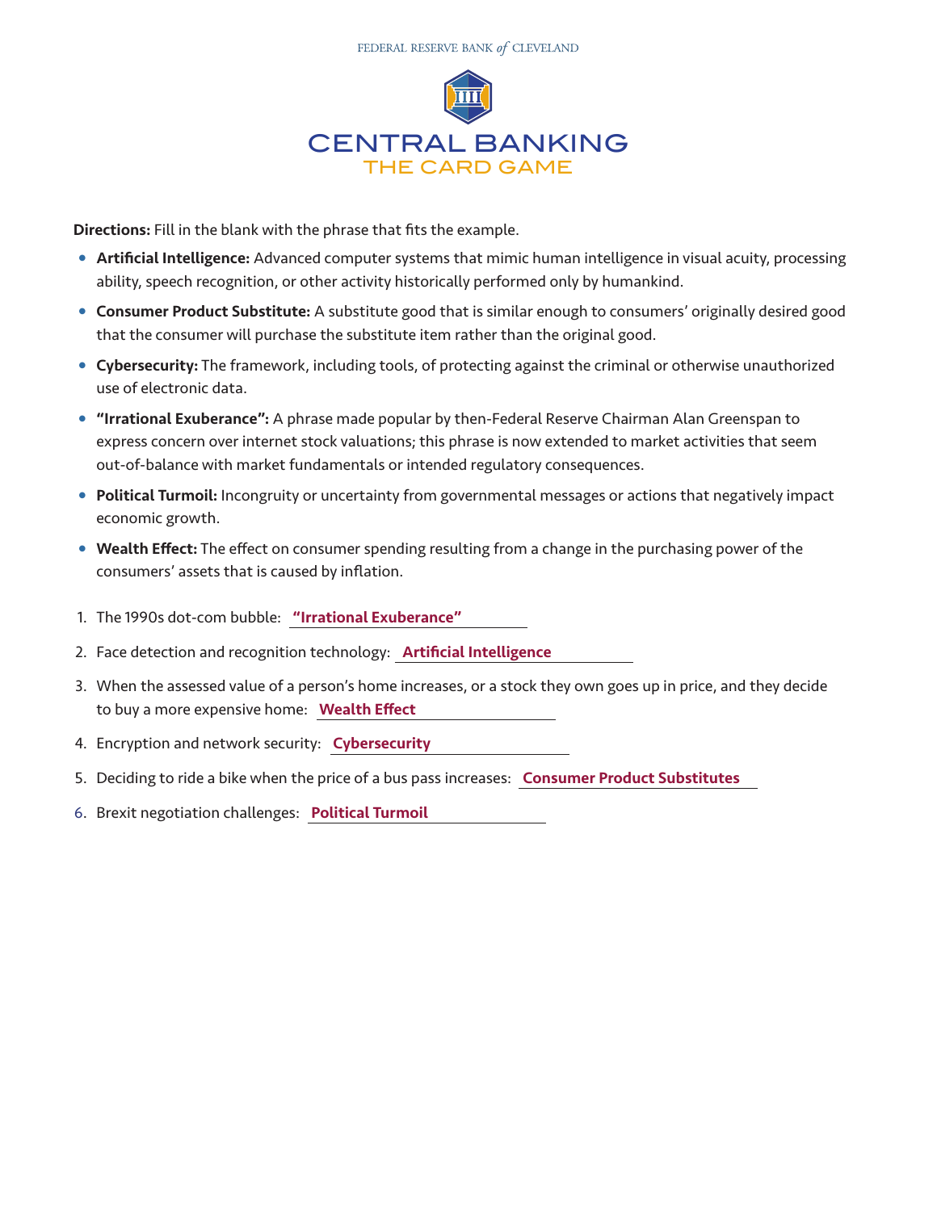FEDERAL RESERVE BANK *of* CLEVELAND

# CENTRAL BANKING
## THE CARD GAME

**Directions:** Fill in the blank with the phrase that fits the example.

- **Artificial Intelligence:** Advanced computer systems that mimic human intelligence in visual acuity, processing ability, speech recognition, or other activity historically performed only by humankind.
- **Consumer Product Substitute:** A substitute good that is similar enough to consumers' originally desired good that the consumer will purchase the substitute item rather than the original good.
- **Cybersecurity:** The framework, including tools, of protecting against the criminal or otherwise unauthorized use of electronic data.
- **"Irrational Exuberance":** A phrase made popular by then-Federal Reserve Chairman Alan Greenspan to express concern over internet stock valuations; this phrase is now extended to market activities that seem out-of-balance with market fundamentals or intended regulatory consequences.
- **Political Turmoil:** Incongruity or uncertainty from governmental messages or actions that negatively impact economic growth.
- **Wealth Effect:** The effect on consumer spending resulting from a change in the purchasing power of the consumers' assets that is caused by inflation.

1. The 1990s dot-com bubble: **"Irrational Exuberance"**
2. Face detection and recognition technology: **Artificial Intelligence**
3. When the assessed value of a person's home increases, or a stock they own goes up in price, and they decide to buy a more expensive home: **Wealth Effect**
4. Encryption and network security: **Cybersecurity**
5. Deciding to ride a bike when the price of a bus pass increases: **Consumer Product Substitutes**
6. Brexit negotiation challenges: **Political Turmoil**